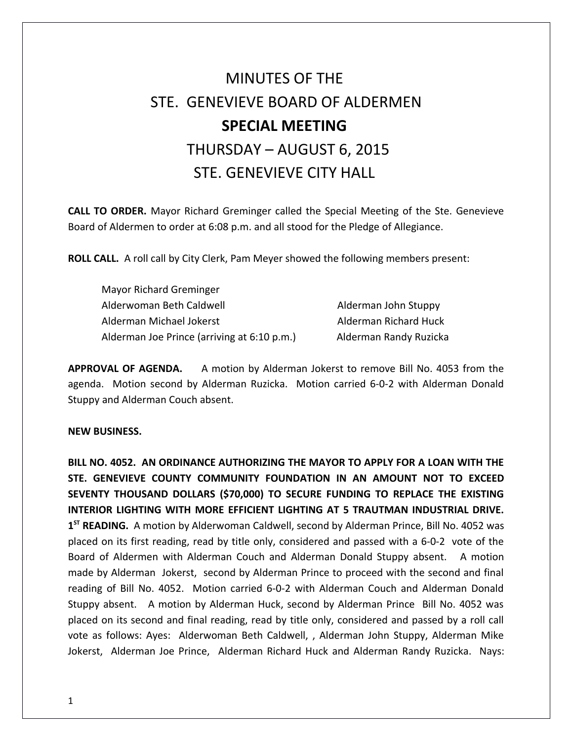# MINUTES OF THE
# STE. GENEVIEVE BOARD OF ALDERMEN
# SPECIAL MEETING
# THURSDAY – AUGUST 6, 2015
# STE. GENEVIEVE CITY HALL

**CALL TO ORDER.** Mayor Richard Greminger called the Special Meeting of the Ste. Genevieve Board of Aldermen to order at 6:08 p.m. and all stood for the Pledge of Allegiance.

**ROLL CALL.** A roll call by City Clerk, Pam Meyer showed the following members present:

Mayor Richard Greminger
Alderwoman Beth Caldwell
Alderman Michael Jokerst
Alderman Joe Prince (arriving at 6:10 p.m.)
Alderman John Stuppy
Alderman Richard Huck
Alderman Randy Ruzicka

**APPROVAL OF AGENDA.** A motion by Alderman Jokerst to remove Bill No. 4053 from the agenda. Motion second by Alderman Ruzicka. Motion carried 6-0-2 with Alderman Donald Stuppy and Alderman Couch absent.

**NEW BUSINESS.**

**BILL NO. 4052. AN ORDINANCE AUTHORIZING THE MAYOR TO APPLY FOR A LOAN WITH THE STE. GENEVIEVE COUNTY COMMUNITY FOUNDATION IN AN AMOUNT NOT TO EXCEED SEVENTY THOUSAND DOLLARS ($70,000) TO SECURE FUNDING TO REPLACE THE EXISTING INTERIOR LIGHTING WITH MORE EFFICIENT LIGHTING AT 5 TRAUTMAN INDUSTRIAL DRIVE. 1ST READING.** A motion by Alderwoman Caldwell, second by Alderman Prince, Bill No. 4052 was placed on its first reading, read by title only, considered and passed with a 6-0-2 vote of the Board of Aldermen with Alderman Couch and Alderman Donald Stuppy absent. A motion made by Alderman Jokerst, second by Alderman Prince to proceed with the second and final reading of Bill No. 4052. Motion carried 6-0-2 with Alderman Couch and Alderman Donald Stuppy absent. A motion by Alderman Huck, second by Alderman Prince Bill No. 4052 was placed on its second and final reading, read by title only, considered and passed by a roll call vote as follows: Ayes: Alderwoman Beth Caldwell, , Alderman John Stuppy, Alderman Mike Jokerst, Alderman Joe Prince, Alderman Richard Huck and Alderman Randy Ruzicka. Nays: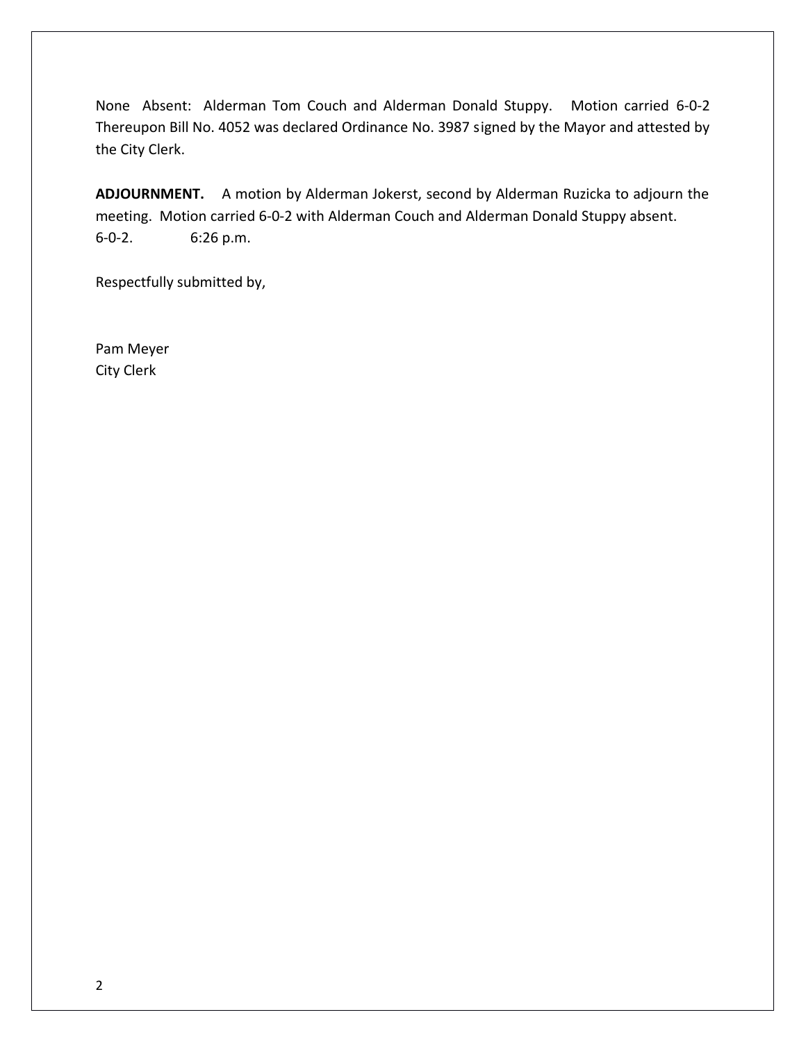None Absent: Alderman Tom Couch and Alderman Donald Stuppy. Motion carried 6-0-2 Thereupon Bill No. 4052 was declared Ordinance No. 3987 signed by the Mayor and attested by the City Clerk.

**ADJOURNMENT.** A motion by Alderman Jokerst, second by Alderman Ruzicka to adjourn the meeting. Motion carried 6-0-2 with Alderman Couch and Alderman Donald Stuppy absent.
6-0-2. 6:26 p.m.

Respectfully submitted by,

Pam Meyer
City Clerk